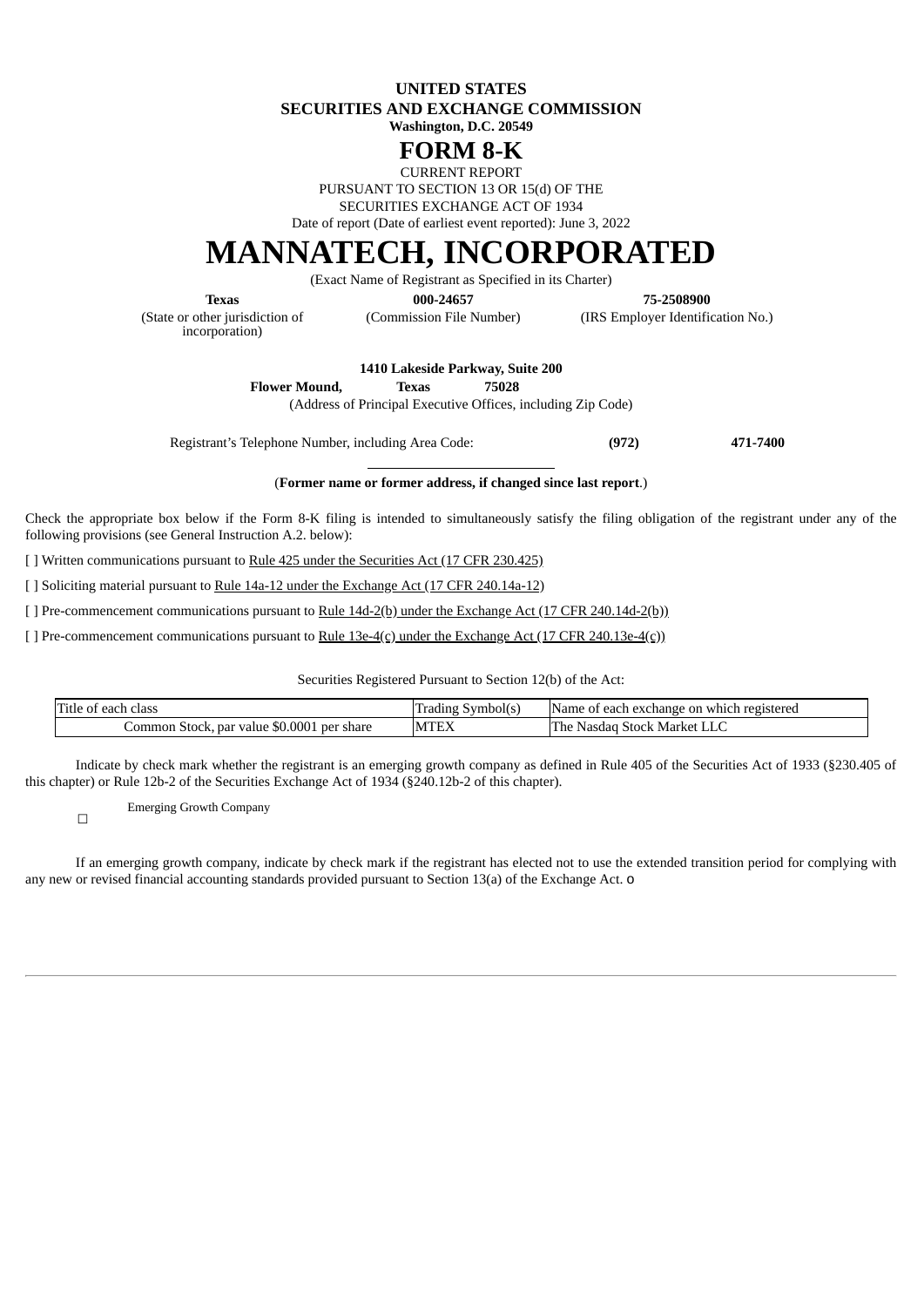**UNITED STATES**
**SECURITIES AND EXCHANGE COMMISSION**
**Washington, D.C. 20549**

# FORM 8-K

CURRENT REPORT
PURSUANT TO SECTION 13 OR 15(d) OF THE
SECURITIES EXCHANGE ACT OF 1934

Date of report (Date of earliest event reported): June 3, 2022

# MANNATECH, INCORPORATED

(Exact Name of Registrant as Specified in its Charter)

| **Texas** | **000-24657** | **75-2508900** |
|---|---|---|
| (State or other jurisdiction of incorporation) | (Commission File Number) | (IRS Employer Identification No.) |

**1410 Lakeside Parkway, Suite 200**
**Flower Mound, Texas 75028**
(Address of Principal Executive Offices, including Zip Code)

Registrant's Telephone Number, including Area Code: **(972) 471-7400**

(**Former name or former address, if changed since last report**.)

Check the appropriate box below if the Form 8-K filing is intended to simultaneously satisfy the filing obligation of the registrant under any of the following provisions (see General Instruction A.2. below):

[ ] Written communications pursuant to Rule 425 under the Securities Act (17 CFR 230.425)

[ ] Soliciting material pursuant to Rule 14a-12 under the Exchange Act (17 CFR 240.14a-12)

[ ] Pre-commencement communications pursuant to Rule 14d-2(b) under the Exchange Act (17 CFR 240.14d-2(b))

[ ] Pre-commencement communications pursuant to Rule 13e-4(c) under the Exchange Act (17 CFR 240.13e-4(c))

Securities Registered Pursuant to Section 12(b) of the Act:

| Title of each class | Trading Symbol(s) | Name of each exchange on which registered |
|---|---|---|
| Common Stock, par value $0.0001 per share | MTEX | The Nasdaq Stock Market LLC |

Indicate by check mark whether the registrant is an emerging growth company as defined in Rule 405 of the Securities Act of 1933 (§230.405 of this chapter) or Rule 12b-2 of the Securities Exchange Act of 1934 (§240.12b-2 of this chapter).

☐ Emerging Growth Company

If an emerging growth company, indicate by check mark if the registrant has elected not to use the extended transition period for complying with any new or revised financial accounting standards provided pursuant to Section 13(a) of the Exchange Act. o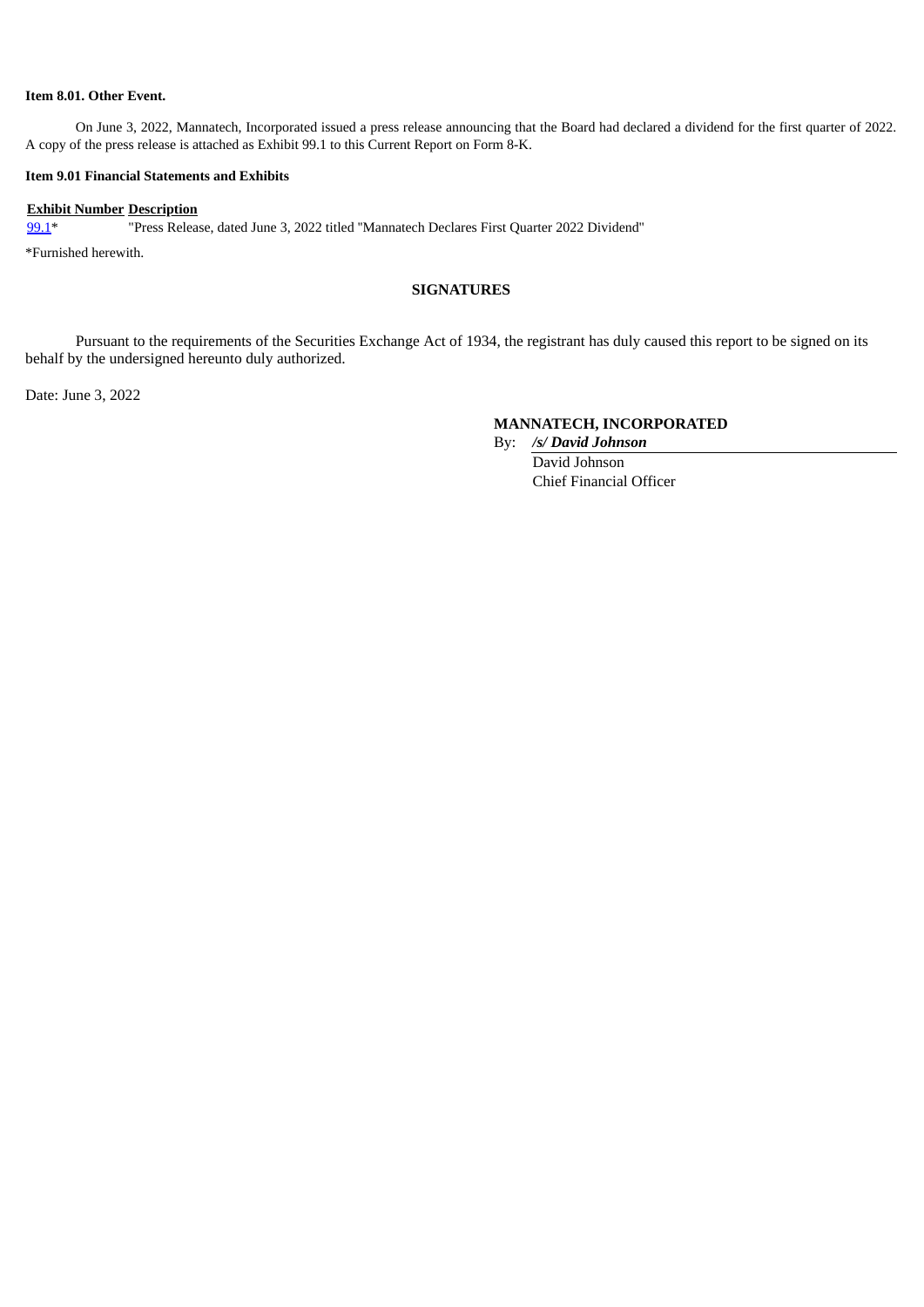**Item 8.01. Other Event.**

On June 3, 2022, Mannatech, Incorporated issued a press release announcing that the Board had declared a dividend for the first quarter of 2022. A copy of the press release is attached as Exhibit 99.1 to this Current Report on Form 8-K.

**Item 9.01 Financial Statements and Exhibits**

| Exhibit Number | Description |
| --- | --- |
| 99.1* | "Press Release, dated June 3, 2022 titled "Mannatech Declares First Quarter 2022 Dividend" |

*Furnished herewith.

**SIGNATURES**

Pursuant to the requirements of the Securities Exchange Act of 1934, the registrant has duly caused this report to be signed on its behalf by the undersigned hereunto duly authorized.

Date: June 3, 2022

**MANNATECH, INCORPORATED**

By: ***/s/ David Johnson***
David Johnson
Chief Financial Officer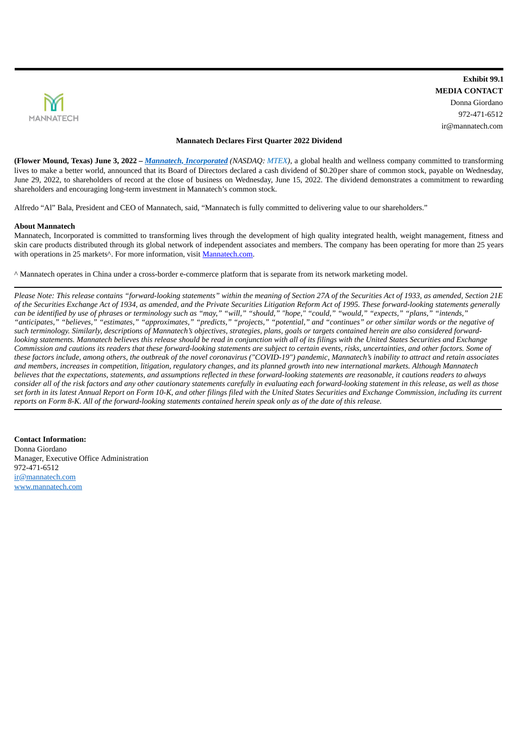MANNATECH

**Exhibit 99.1**
**MEDIA CONTACT**
Donna Giordano
972-471-6512
ir@mannatech.com

**Mannatech Declares First Quarter 2022 Dividend**

**(Flower Mound, Texas) June 3, 2022 –** ***Mannatech, Incorporated*** *(NASDAQ: MTEX)*, a global health and wellness company committed to transforming lives to make a better world, announced that its Board of Directors declared a cash dividend of $0.20 per share of common stock, payable on Wednesday, June 29, 2022, to shareholders of record at the close of business on Wednesday, June 15, 2022. The dividend demonstrates a commitment to rewarding shareholders and encouraging long-term investment in Mannatech's common stock.

Alfredo "Al" Bala, President and CEO of Mannatech, said, "Mannatech is fully committed to delivering value to our shareholders."

**About Mannatech**

Mannatech, Incorporated is committed to transforming lives through the development of high quality integrated health, weight management, fitness and skin care products distributed through its global network of independent associates and members. The company has been operating for more than 25 years with operations in 25 markets^. For more information, visit Mannatech.com.

^ Mannatech operates in China under a cross-border e-commerce platform that is separate from its network marketing model.

---

*Please Note: This release contains "forward-looking statements" within the meaning of Section 27A of the Securities Act of 1933, as amended, Section 21E of the Securities Exchange Act of 1934, as amended, and the Private Securities Litigation Reform Act of 1995. These forward-looking statements generally can be identified by use of phrases or terminology such as "may," "will," "should," "hope," "could," "would," "expects," "plans," "intends," "anticipates," "believes," "estimates," "approximates," "predicts," "projects," "potential," and "continues" or other similar words or the negative of such terminology. Similarly, descriptions of Mannatech's objectives, strategies, plans, goals or targets contained herein are also considered forward-looking statements. Mannatech believes this release should be read in conjunction with all of its filings with the United States Securities and Exchange Commission and cautions its readers that these forward-looking statements are subject to certain events, risks, uncertainties, and other factors. Some of these factors include, among others, the outbreak of the novel coronavirus ("COVID-19") pandemic, Mannatech's inability to attract and retain associates and members, increases in competition, litigation, regulatory changes, and its planned growth into new international markets. Although Mannatech believes that the expectations, statements, and assumptions reflected in these forward-looking statements are reasonable, it cautions readers to always consider all of the risk factors and any other cautionary statements carefully in evaluating each forward-looking statement in this release, as well as those set forth in its latest Annual Report on Form 10-K, and other filings filed with the United States Securities and Exchange Commission, including its current reports on Form 8-K. All of the forward-looking statements contained herein speak only as of the date of this release.*

---

**Contact Information:**
Donna Giordano
Manager, Executive Office Administration
972-471-6512
ir@mannatech.com
www.mannatech.com